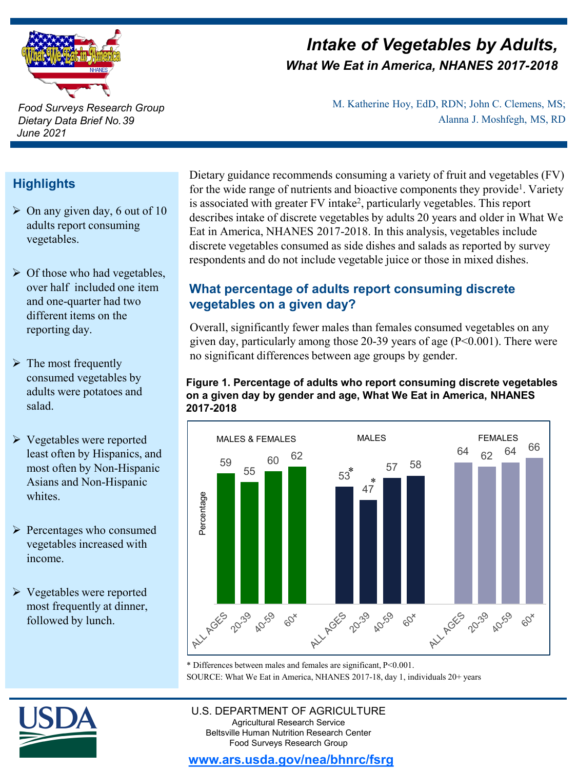# *Intake of Vegetables by Adults, What We Eat in America, NHANES 2017-2018*

*Food Surveys Research Group*
*Dietary Data Brief No. 39*
*June 2021*

M. Katherine Hoy, EdD, RDN; John C. Clemens, MS; Alanna J. Moshfegh, MS, RD

## Highlights

- On any given day, 6 out of 10 adults report consuming vegetables.
- Of those who had vegetables, over half included one item and one-quarter had two different items on the reporting day.
- The most frequently consumed vegetables by adults were potatoes and salad.
- Vegetables were reported least often by Hispanics, and most often by Non-Hispanic Asians and Non-Hispanic whites.
- Percentages who consumed vegetables increased with income.
- Vegetables were reported most frequently at dinner, followed by lunch.

Dietary guidance recommends consuming a variety of fruit and vegetables (FV) for the wide range of nutrients and bioactive components they provide[1]. Variety is associated with greater FV intake[2], particularly vegetables. This report describes intake of discrete vegetables by adults 20 years and older in What We Eat in America, NHANES 2017-2018. In this analysis, vegetables include discrete vegetables consumed as side dishes and salads as reported by survey respondents and do not include vegetable juice or those in mixed dishes.

## What percentage of adults report consuming discrete vegetables on a given day?

Overall, significantly fewer males than females consumed vegetables on any given day, particularly among those 20-39 years of age (P<0.001). There were no significant differences between age groups by gender.

**Figure 1. Percentage of adults who report consuming discrete vegetables on a given day by gender and age, What We Eat in America, NHANES 2017-2018**

| Age | Males & Females | Males | Females |
|---|---|---|---|
| All ages | 59 | 53* | 64 |
| 20-39 | 55 | 47* | 62 |
| 40-59 | 60 | 57 | 64 |
| 60+ | 62 | 58 | 66 |

\* Differences between males and females are significant, P<0.001.
SOURCE: What We Eat in America, NHANES 2017-18, day 1, individuals 20+ years

U.S. DEPARTMENT OF AGRICULTURE
Agricultural Research Service
Beltsville Human Nutrition Research Center
Food Surveys Research Group

www.ars.usda.gov/nea/bhnrc/fsrg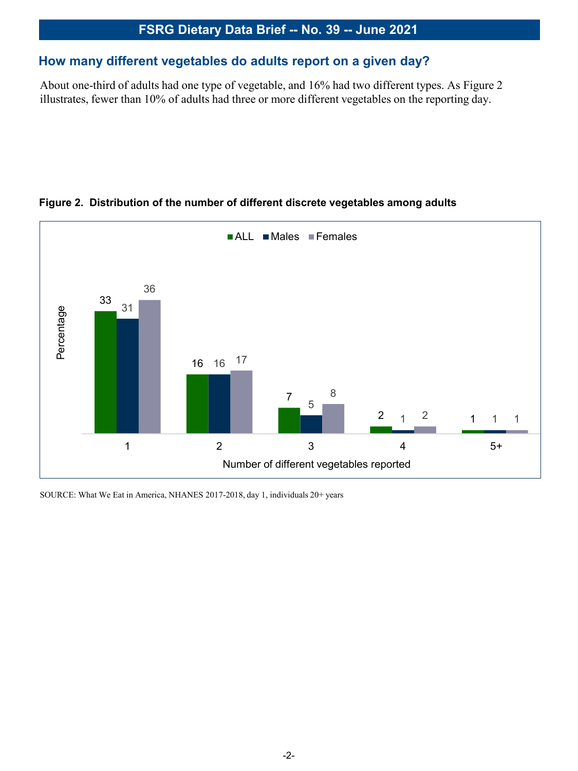## How many different vegetables do adults report on a given day?

About one-third of adults had one type of vegetable, and 16% had two different types. As Figure 2 illustrates, fewer than 10% of adults had three or more different vegetables on the reporting day.

**Figure 2. Distribution of the number of different discrete vegetables among adults**

| Number of different vegetables reported | ALL | Males | Females |
|---|---|---|---|
| 1 | 33 | 31 | 36 |
| 2 | 16 | 16 | 17 |
| 3 | 7 | 5 | 8 |
| 4 | 2 | 1 | 2 |
| 5+ | 1 | 1 | 1 |

SOURCE: What We Eat in America, NHANES 2017-2018, day 1, individuals 20+ years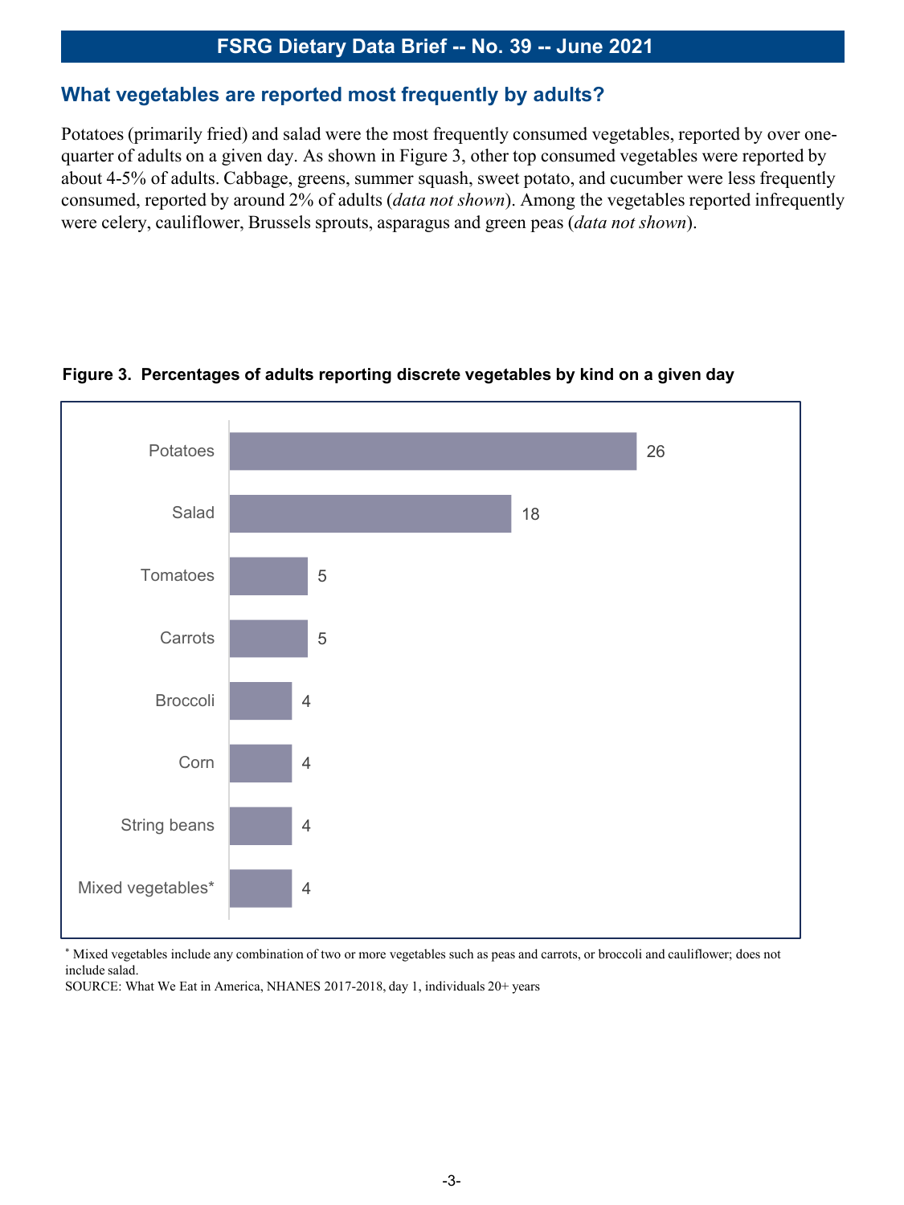## What vegetables are reported most frequently by adults?

Potatoes (primarily fried) and salad were the most frequently consumed vegetables, reported by over one-quarter of adults on a given day. As shown in Figure 3, other top consumed vegetables were reported by about 4-5% of adults. Cabbage, greens, summer squash, sweet potato, and cucumber were less frequently consumed, reported by around 2% of adults (*data not shown*). Among the vegetables reported infrequently were celery, cauliflower, Brussels sprouts, asparagus and green peas (*data not shown*).

**Figure 3. Percentages of adults reporting discrete vegetables by kind on a given day**

| Vegetable | Percent |
| --- | --- |
| Potatoes | 26 |
| Salad | 18 |
| Tomatoes | 5 |
| Carrots | 5 |
| Broccoli | 4 |
| Corn | 4 |
| String beans | 4 |
| Mixed vegetables* | 4 |

* Mixed vegetables include any combination of two or more vegetables such as peas and carrots, or broccoli and cauliflower; does not include salad.

SOURCE: What We Eat in America, NHANES 2017-2018, day 1, individuals 20+ years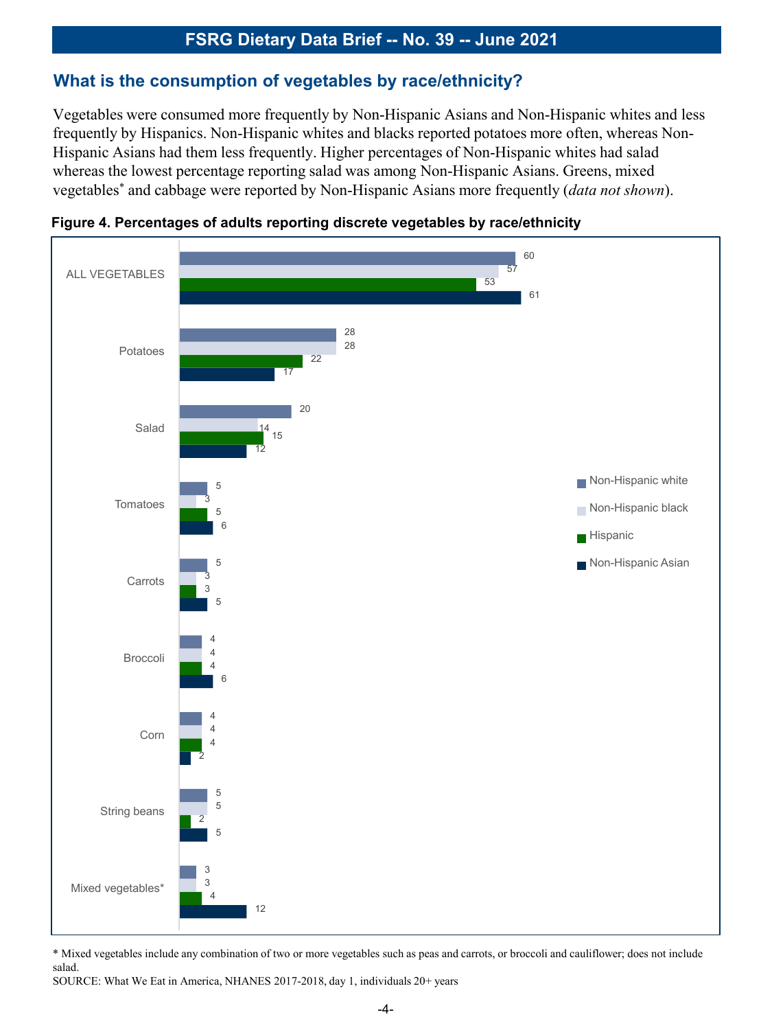## What is the consumption of vegetables by race/ethnicity?

Vegetables were consumed more frequently by Non-Hispanic Asians and Non-Hispanic whites and less frequently by Hispanics. Non-Hispanic whites and blacks reported potatoes more often, whereas Non-Hispanic Asians had them less frequently. Higher percentages of Non-Hispanic whites had salad whereas the lowest percentage reporting salad was among Non-Hispanic Asians. Greens, mixed vegetables* and cabbage were reported by Non-Hispanic Asians more frequently (*data not shown*).

**Figure 4. Percentages of adults reporting discrete vegetables by race/ethnicity**

| | Non-Hispanic white | Non-Hispanic black | Hispanic | Non-Hispanic Asian |
|---|---|---|---|---|
| ALL VEGETABLES | 60 | 57 | 53 | 61 |
| Potatoes | 28 | 28 | 22 | 17 |
| Salad | 20 | 14 | 15 | 12 |
| Tomatoes | 5 | 3 | 5 | 6 |
| Carrots | 5 | 3 | 3 | 5 |
| Broccoli | 4 | 4 | 4 | 6 |
| Corn | 4 | 4 | 4 | 2 |
| String beans | 5 | 5 | 2 | 5 |
| Mixed vegetables* | 3 | 3 | 4 | 12 |

* Mixed vegetables include any combination of two or more vegetables such as peas and carrots, or broccoli and cauliflower; does not include salad.

SOURCE: What We Eat in America, NHANES 2017-2018, day 1, individuals 20+ years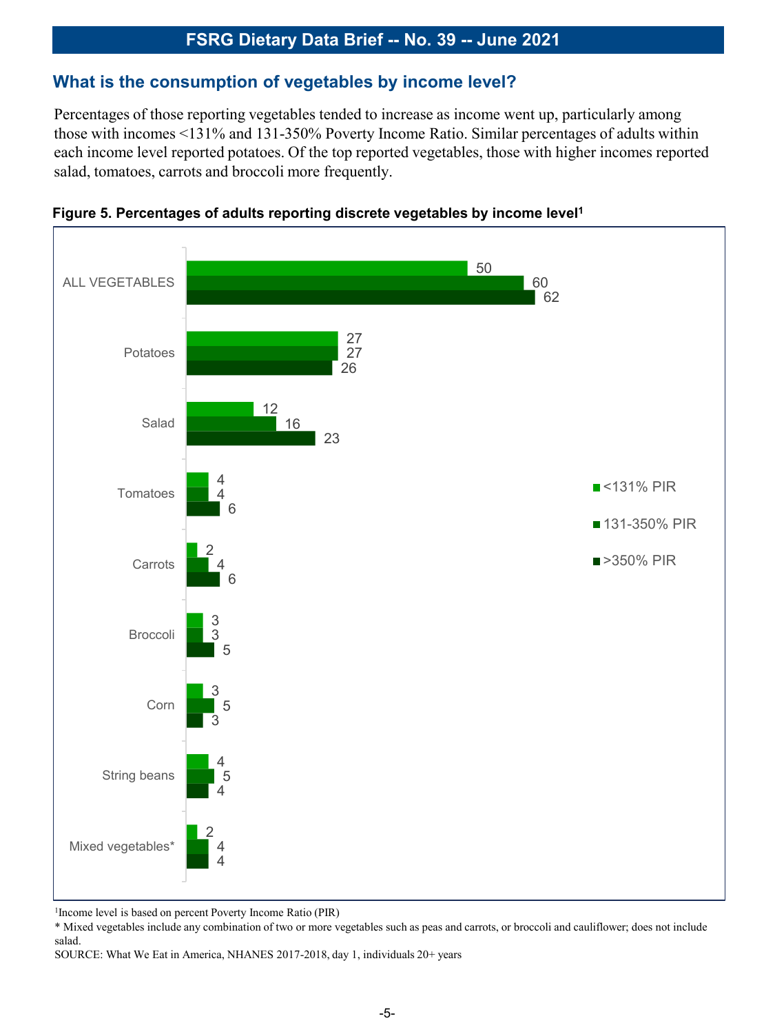## What is the consumption of vegetables by income level?

Percentages of those reporting vegetables tended to increase as income went up, particularly among those with incomes <131% and 131-350% Poverty Income Ratio. Similar percentages of adults within each income level reported potatoes. Of the top reported vegetables, those with higher incomes reported salad, tomatoes, carrots and broccoli more frequently.

**Figure 5. Percentages of adults reporting discrete vegetables by income level[1]**

| | <131% PIR | 131-350% PIR | >350% PIR |
|---|---|---|---|
| ALL VEGETABLES | 50 | 60 | 62 |
| Potatoes | 27 | 27 | 26 |
| Salad | 12 | 16 | 23 |
| Tomatoes | 4 | 4 | 6 |
| Carrots | 2 | 4 | 6 |
| Broccoli | 3 | 3 | 5 |
| Corn | 3 | 5 | 3 |
| String beans | 4 | 5 | 4 |
| Mixed vegetables* | 2 | 4 | 4 |

[1]Income level is based on percent Poverty Income Ratio (PIR)

* Mixed vegetables include any combination of two or more vegetables such as peas and carrots, or broccoli and cauliflower; does not include salad.

SOURCE: What We Eat in America, NHANES 2017-2018, day 1, individuals 20+ years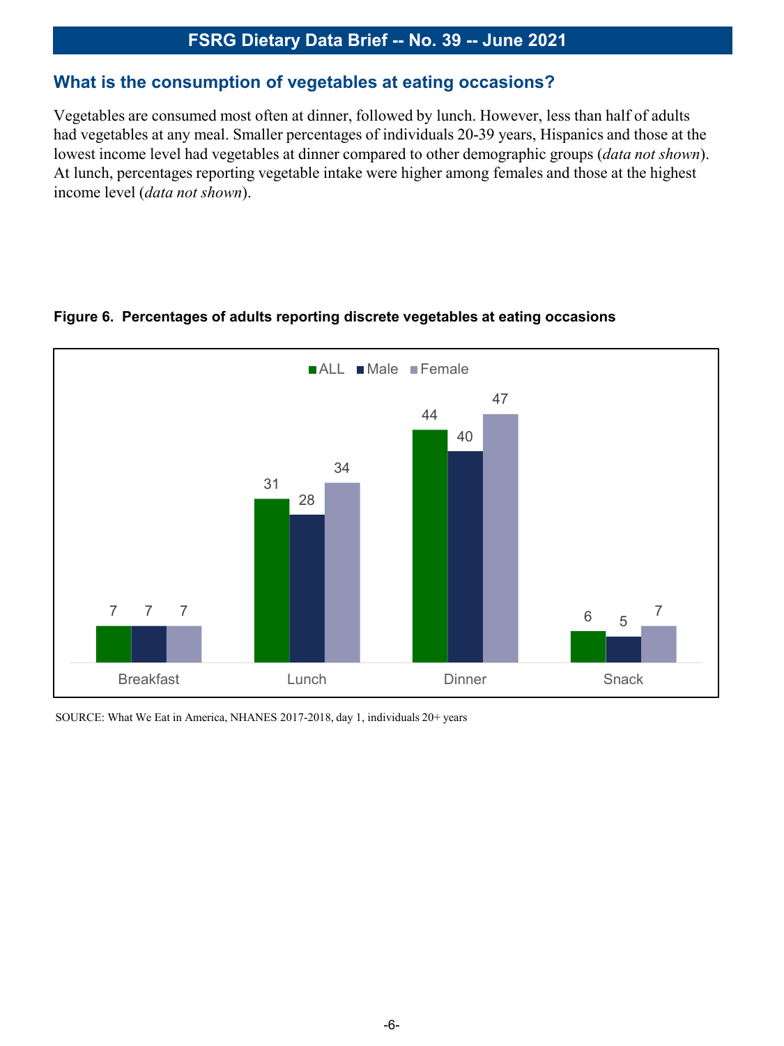## What is the consumption of vegetables at eating occasions?

Vegetables are consumed most often at dinner, followed by lunch. However, less than half of adults had vegetables at any meal. Smaller percentages of individuals 20-39 years, Hispanics and those at the lowest income level had vegetables at dinner compared to other demographic groups (*data not shown*). At lunch, percentages reporting vegetable intake were higher among females and those at the highest income level (*data not shown*).

**Figure 6. Percentages of adults reporting discrete vegetables at eating occasions**

| | ALL | Male | Female |
|---|---|---|---|
| Breakfast | 7 | 7 | 7 |
| Lunch | 31 | 28 | 34 |
| Dinner | 44 | 40 | 47 |
| Snack | 6 | 5 | 7 |

SOURCE: What We Eat in America, NHANES 2017-2018, day 1, individuals 20+ years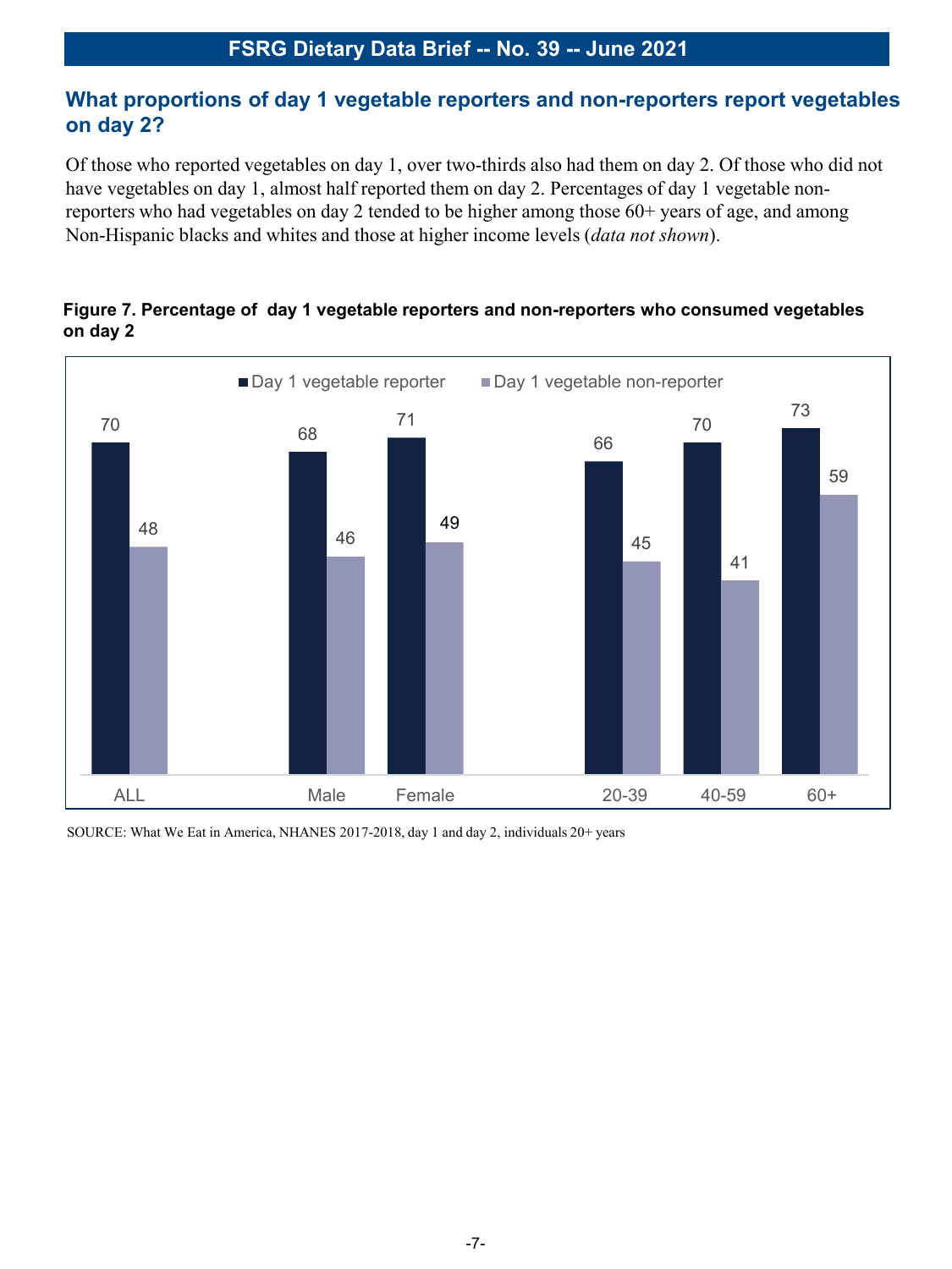## What proportions of day 1 vegetable reporters and non-reporters report vegetables on day 2?

Of those who reported vegetables on day 1, over two-thirds also had them on day 2. Of those who did not have vegetables on day 1, almost half reported them on day 2. Percentages of day 1 vegetable non-reporters who had vegetables on day 2 tended to be higher among those 60+ years of age, and among Non-Hispanic blacks and whites and those at higher income levels (*data not shown*).

**Figure 7. Percentage of day 1 vegetable reporters and non-reporters who consumed vegetables on day 2**

| | Day 1 vegetable reporter | Day 1 vegetable non-reporter |
| --- | --- | --- |
| ALL | 70 | 48 |
| Male | 68 | 46 |
| Female | 71 | 49 |
| 20-39 | 66 | 45 |
| 40-59 | 70 | 41 |
| 60+ | 73 | 59 |

SOURCE: What We Eat in America, NHANES 2017-2018, day 1 and day 2, individuals 20+ years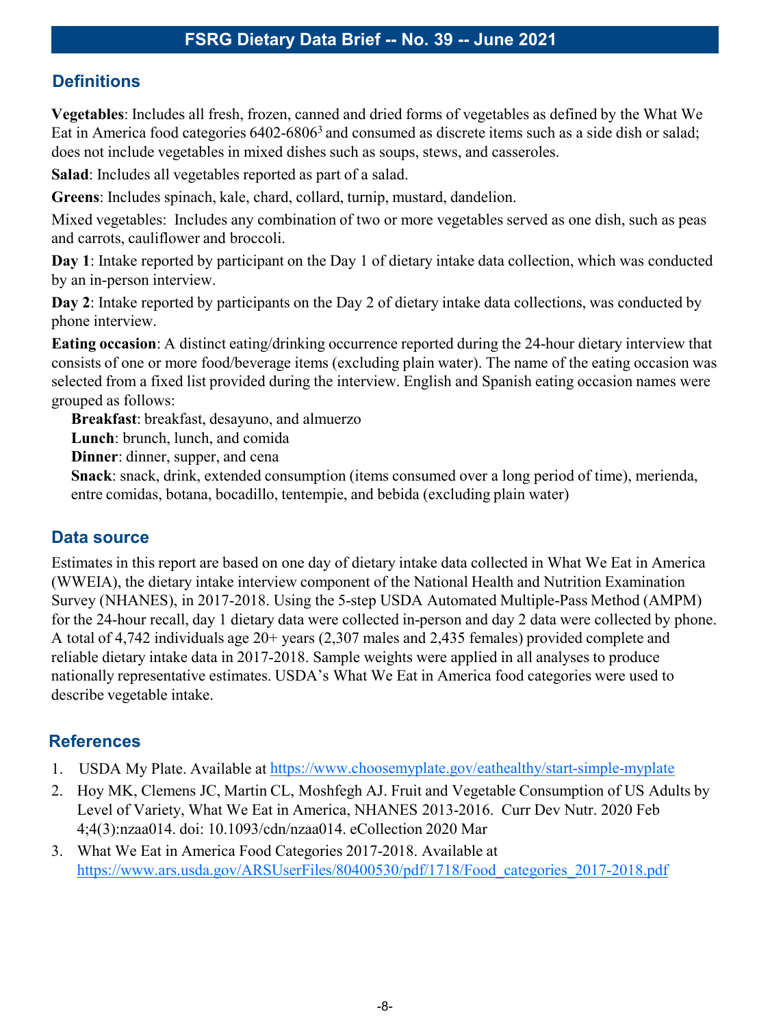## Definitions

**Vegetables**: Includes all fresh, frozen, canned and dried forms of vegetables as defined by the What We Eat in America food categories 6402-6806[3] and consumed as discrete items such as a side dish or salad; does not include vegetables in mixed dishes such as soups, stews, and casseroles.

**Salad**: Includes all vegetables reported as part of a salad.

**Greens**: Includes spinach, kale, chard, collard, turnip, mustard, dandelion.

Mixed vegetables: Includes any combination of two or more vegetables served as one dish, such as peas and carrots, cauliflower and broccoli.

**Day 1**: Intake reported by participant on the Day 1 of dietary intake data collection, which was conducted by an in-person interview.

**Day 2**: Intake reported by participants on the Day 2 of dietary intake data collections, was conducted by phone interview.

**Eating occasion**: A distinct eating/drinking occurrence reported during the 24-hour dietary interview that consists of one or more food/beverage items (excluding plain water). The name of the eating occasion was selected from a fixed list provided during the interview. English and Spanish eating occasion names were grouped as follows:

- **Breakfast**: breakfast, desayuno, and almuerzo
- **Lunch**: brunch, lunch, and comida
- **Dinner**: dinner, supper, and cena
- **Snack**: snack, drink, extended consumption (items consumed over a long period of time), merienda, entre comidas, botana, bocadillo, tentempie, and bebida (excluding plain water)

## Data source

Estimates in this report are based on one day of dietary intake data collected in What We Eat in America (WWEIA), the dietary intake interview component of the National Health and Nutrition Examination Survey (NHANES), in 2017-2018. Using the 5-step USDA Automated Multiple-Pass Method (AMPM) for the 24-hour recall, day 1 dietary data were collected in-person and day 2 data were collected by phone. A total of 4,742 individuals age 20+ years (2,307 males and 2,435 females) provided complete and reliable dietary intake data in 2017-2018. Sample weights were applied in all analyses to produce nationally representative estimates. USDA's What We Eat in America food categories were used to describe vegetable intake.

## References

1. USDA My Plate. Available at https://www.choosemyplate.gov/eathealthy/start-simple-myplate
2. Hoy MK, Clemens JC, Martin CL, Moshfegh AJ. Fruit and Vegetable Consumption of US Adults by Level of Variety, What We Eat in America, NHANES 2013-2016. Curr Dev Nutr. 2020 Feb 4;4(3):nzaa014. doi: 10.1093/cdn/nzaa014. eCollection 2020 Mar
3. What We Eat in America Food Categories 2017-2018. Available at https://www.ars.usda.gov/ARSUserFiles/80400530/pdf/1718/Food_categories_2017-2018.pdf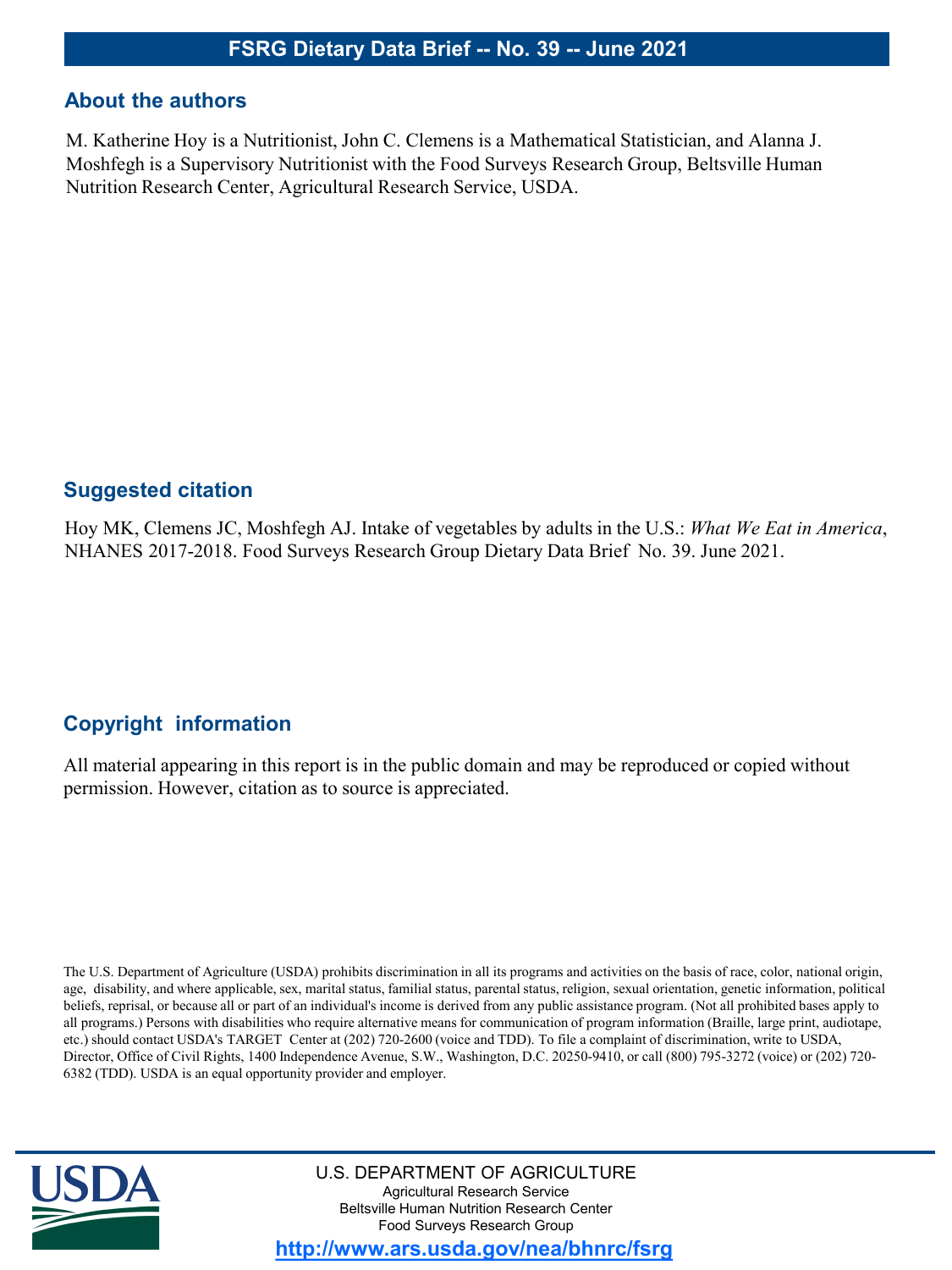FSRG Dietary Data Brief -- No. 39 -- June 2021

## About the authors

M. Katherine Hoy is a Nutritionist, John C. Clemens is a Mathematical Statistician, and Alanna J. Moshfegh is a Supervisory Nutritionist with the Food Surveys Research Group, Beltsville Human Nutrition Research Center, Agricultural Research Service, USDA.

## Suggested citation

Hoy MK, Clemens JC, Moshfegh AJ. Intake of vegetables by adults in the U.S.: *What We Eat in America*, NHANES 2017-2018. Food Surveys Research Group Dietary Data Brief No. 39. June 2021.

## Copyright information

All material appearing in this report is in the public domain and may be reproduced or copied without permission. However, citation as to source is appreciated.

The U.S. Department of Agriculture (USDA) prohibits discrimination in all its programs and activities on the basis of race, color, national origin, age, disability, and where applicable, sex, marital status, familial status, parental status, religion, sexual orientation, genetic information, political beliefs, reprisal, or because all or part of an individual's income is derived from any public assistance program. (Not all prohibited bases apply to all programs.) Persons with disabilities who require alternative means for communication of program information (Braille, large print, audiotape, etc.) should contact USDA's TARGET Center at (202) 720-2600 (voice and TDD). To file a complaint of discrimination, write to USDA, Director, Office of Civil Rights, 1400 Independence Avenue, S.W., Washington, D.C. 20250-9410, or call (800) 795-3272 (voice) or (202) 720-6382 (TDD). USDA is an equal opportunity provider and employer.

USDA

U.S. DEPARTMENT OF AGRICULTURE
Agricultural Research Service
Beltsville Human Nutrition Research Center
Food Surveys Research Group

**http://www.ars.usda.gov/nea/bhnrc/fsrg**